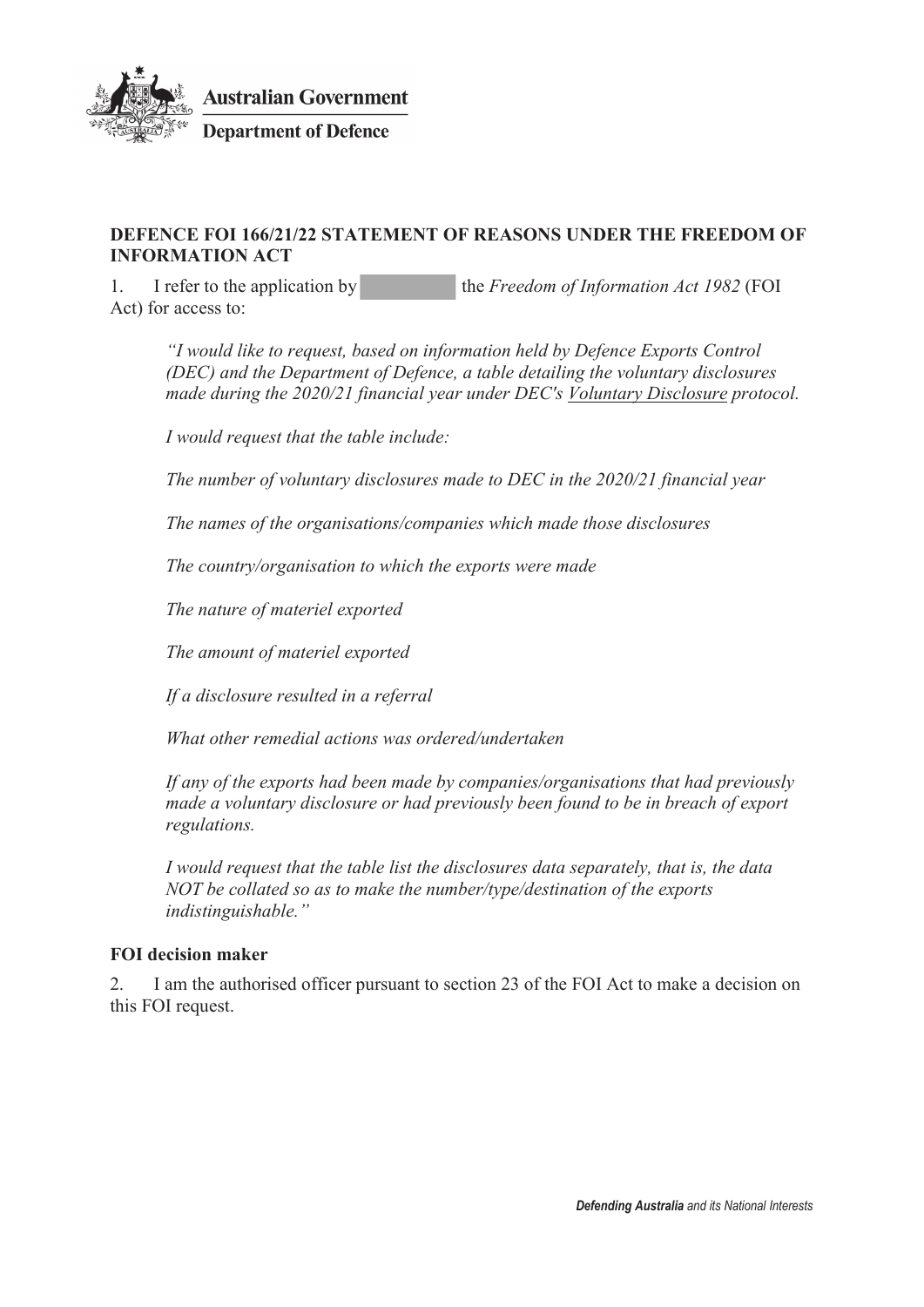**Australian Government**

**Department of Defence**

**DEFENCE FOI 166/21/22 STATEMENT OF REASONS UNDER THE FREEDOM OF INFORMATION ACT**

1. I refer to the application by the *Freedom of Information Act 1982* (FOI Act) for access to:

> *"I would like to request, based on information held by Defence Exports Control (DEC) and the Department of Defence, a table detailing the voluntary disclosures made during the 2020/21 financial year under DEC's Voluntary Disclosure protocol.*
>
> *I would request that the table include:*
>
> *The number of voluntary disclosures made to DEC in the 2020/21 financial year*
>
> *The names of the organisations/companies which made those disclosures*
>
> *The country/organisation to which the exports were made*
>
> *The nature of materiel exported*
>
> *The amount of materiel exported*
>
> *If a disclosure resulted in a referral*
>
> *What other remedial actions was ordered/undertaken*
>
> *If any of the exports had been made by companies/organisations that had previously made a voluntary disclosure or had previously been found to be in breach of export regulations.*
>
> *I would request that the table list the disclosures data separately, that is, the data NOT be collated so as to make the number/type/destination of the exports indistinguishable."*

**FOI decision maker**

2. I am the authorised officer pursuant to section 23 of the FOI Act to make a decision on this FOI request.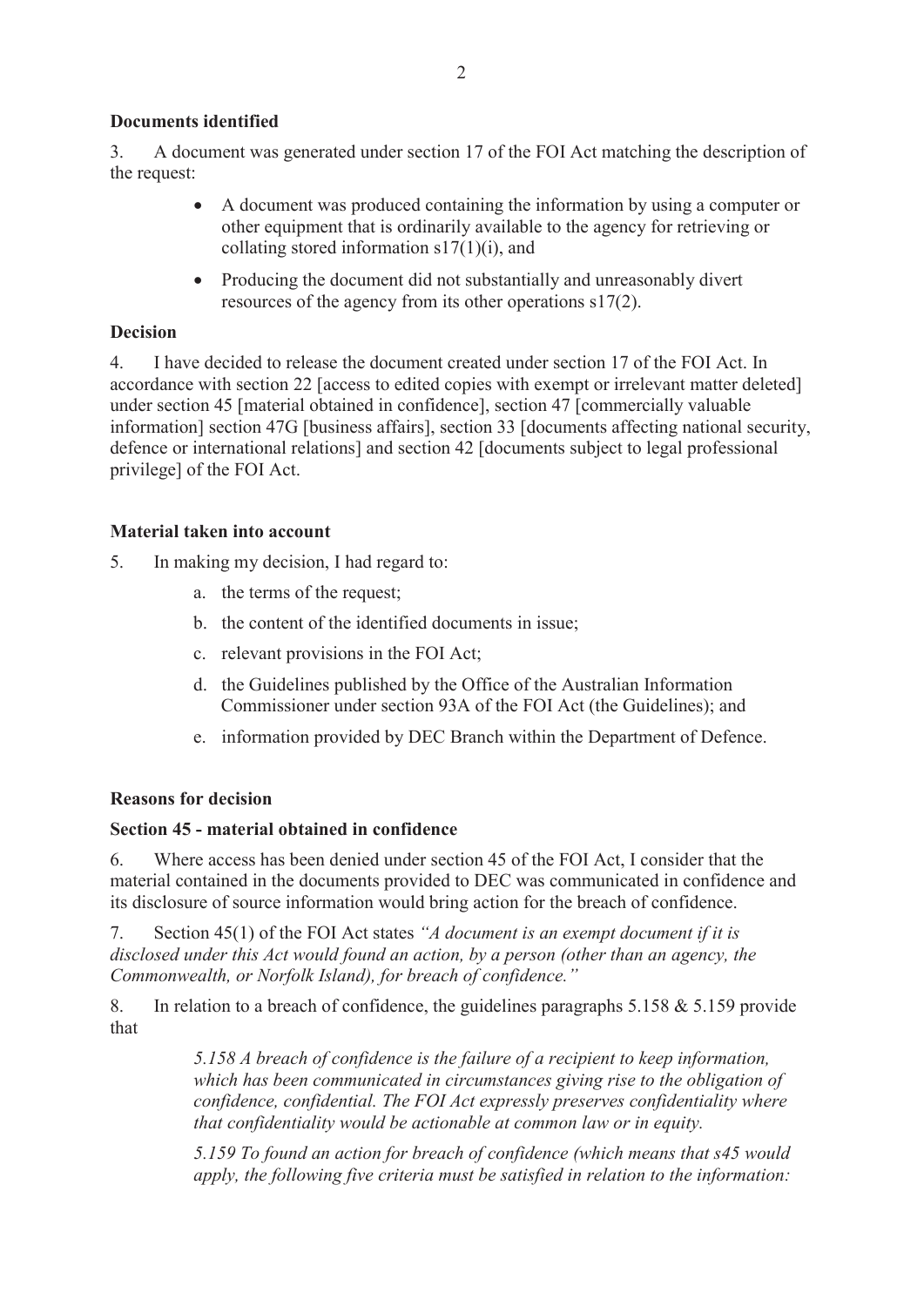### Documents identified

3. A document was generated under section 17 of the FOI Act matching the description of the request:

- A document was produced containing the information by using a computer or other equipment that is ordinarily available to the agency for retrieving or collating stored information s17(1)(i), and
- Producing the document did not substantially and unreasonably divert resources of the agency from its other operations s17(2).

### Decision

4. I have decided to release the document created under section 17 of the FOI Act. In accordance with section 22 [access to edited copies with exempt or irrelevant matter deleted] under section 45 [material obtained in confidence], section 47 [commercially valuable information] section 47G [business affairs], section 33 [documents affecting national security, defence or international relations] and section 42 [documents subject to legal professional privilege] of the FOI Act.

### Material taken into account

5. In making my decision, I had regard to:

   a. the terms of the request;

   b. the content of the identified documents in issue;

   c. relevant provisions in the FOI Act;

   d. the Guidelines published by the Office of the Australian Information Commissioner under section 93A of the FOI Act (the Guidelines); and

   e. information provided by DEC Branch within the Department of Defence.

### Reasons for decision

### Section 45 - material obtained in confidence

6. Where access has been denied under section 45 of the FOI Act, I consider that the material contained in the documents provided to DEC was communicated in confidence and its disclosure of source information would bring action for the breach of confidence.

7. Section 45(1) of the FOI Act states *"A document is an exempt document if it is disclosed under this Act would found an action, by a person (other than an agency, the Commonwealth, or Norfolk Island), for breach of confidence."*

8. In relation to a breach of confidence, the guidelines paragraphs 5.158 & 5.159 provide that

> *5.158 A breach of confidence is the failure of a recipient to keep information, which has been communicated in circumstances giving rise to the obligation of confidence, confidential. The FOI Act expressly preserves confidentiality where that confidentiality would be actionable at common law or in equity.*
>
> *5.159 To found an action for breach of confidence (which means that s45 would apply, the following five criteria must be satisfied in relation to the information:*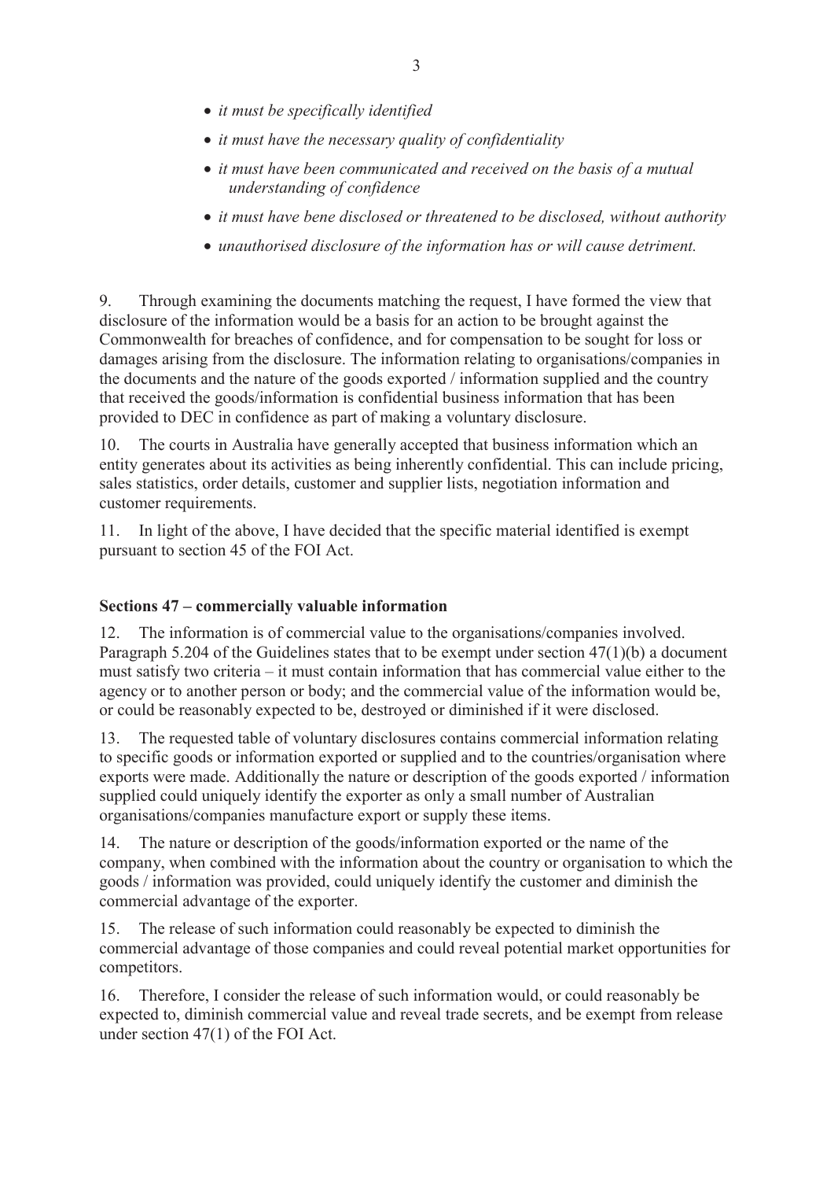- *it must be specifically identified*
- *it must have the necessary quality of confidentiality*
- *it must have been communicated and received on the basis of a mutual understanding of confidence*
- *it must have bene disclosed or threatened to be disclosed, without authority*
- *unauthorised disclosure of the information has or will cause detriment.*

9. Through examining the documents matching the request, I have formed the view that disclosure of the information would be a basis for an action to be brought against the Commonwealth for breaches of confidence, and for compensation to be sought for loss or damages arising from the disclosure. The information relating to organisations/companies in the documents and the nature of the goods exported / information supplied and the country that received the goods/information is confidential business information that has been provided to DEC in confidence as part of making a voluntary disclosure.

10. The courts in Australia have generally accepted that business information which an entity generates about its activities as being inherently confidential. This can include pricing, sales statistics, order details, customer and supplier lists, negotiation information and customer requirements.

11. In light of the above, I have decided that the specific material identified is exempt pursuant to section 45 of the FOI Act.

**Sections 47 – commercially valuable information**

12. The information is of commercial value to the organisations/companies involved. Paragraph 5.204 of the Guidelines states that to be exempt under section 47(1)(b) a document must satisfy two criteria – it must contain information that has commercial value either to the agency or to another person or body; and the commercial value of the information would be, or could be reasonably expected to be, destroyed or diminished if it were disclosed.

13. The requested table of voluntary disclosures contains commercial information relating to specific goods or information exported or supplied and to the countries/organisation where exports were made. Additionally the nature or description of the goods exported / information supplied could uniquely identify the exporter as only a small number of Australian organisations/companies manufacture export or supply these items.

14. The nature or description of the goods/information exported or the name of the company, when combined with the information about the country or organisation to which the goods / information was provided, could uniquely identify the customer and diminish the commercial advantage of the exporter.

15. The release of such information could reasonably be expected to diminish the commercial advantage of those companies and could reveal potential market opportunities for competitors.

16. Therefore, I consider the release of such information would, or could reasonably be expected to, diminish commercial value and reveal trade secrets, and be exempt from release under section 47(1) of the FOI Act.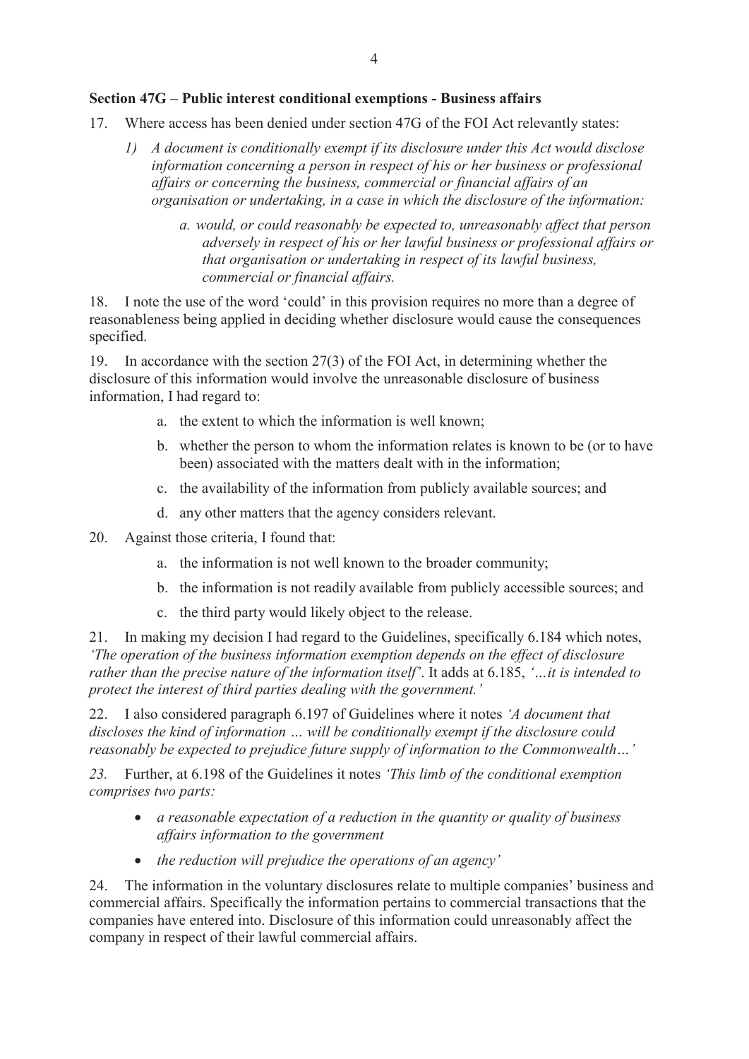**Section 47G – Public interest conditional exemptions - Business affairs**

17. Where access has been denied under section 47G of the FOI Act relevantly states:

   *1) A document is conditionally exempt if its disclosure under this Act would disclose information concerning a person in respect of his or her business or professional affairs or concerning the business, commercial or financial affairs of an organisation or undertaking, in a case in which the disclosure of the information:*

      *a. would, or could reasonably be expected to, unreasonably affect that person adversely in respect of his or her lawful business or professional affairs or that organisation or undertaking in respect of its lawful business, commercial or financial affairs.*

18. I note the use of the word 'could' in this provision requires no more than a degree of reasonableness being applied in deciding whether disclosure would cause the consequences specified.

19. In accordance with the section 27(3) of the FOI Act, in determining whether the disclosure of this information would involve the unreasonable disclosure of business information, I had regard to:

   a. the extent to which the information is well known;

   b. whether the person to whom the information relates is known to be (or to have been) associated with the matters dealt with in the information;

   c. the availability of the information from publicly available sources; and

   d. any other matters that the agency considers relevant.

20. Against those criteria, I found that:

   a. the information is not well known to the broader community;

   b. the information is not readily available from publicly accessible sources; and

   c. the third party would likely object to the release.

21. In making my decision I had regard to the Guidelines, specifically 6.184 which notes, *'The operation of the business information exemption depends on the effect of disclosure rather than the precise nature of the information itself'*. It adds at 6.185, *'…it is intended to protect the interest of third parties dealing with the government.'*

22. I also considered paragraph 6.197 of Guidelines where it notes *'A document that discloses the kind of information … will be conditionally exempt if the disclosure could reasonably be expected to prejudice future supply of information to the Commonwealth…'*

*23.* Further, at 6.198 of the Guidelines it notes *'This limb of the conditional exemption comprises two parts:*

- *a reasonable expectation of a reduction in the quantity or quality of business affairs information to the government*
- *the reduction will prejudice the operations of an agency'*

24. The information in the voluntary disclosures relate to multiple companies' business and commercial affairs. Specifically the information pertains to commercial transactions that the companies have entered into. Disclosure of this information could unreasonably affect the company in respect of their lawful commercial affairs.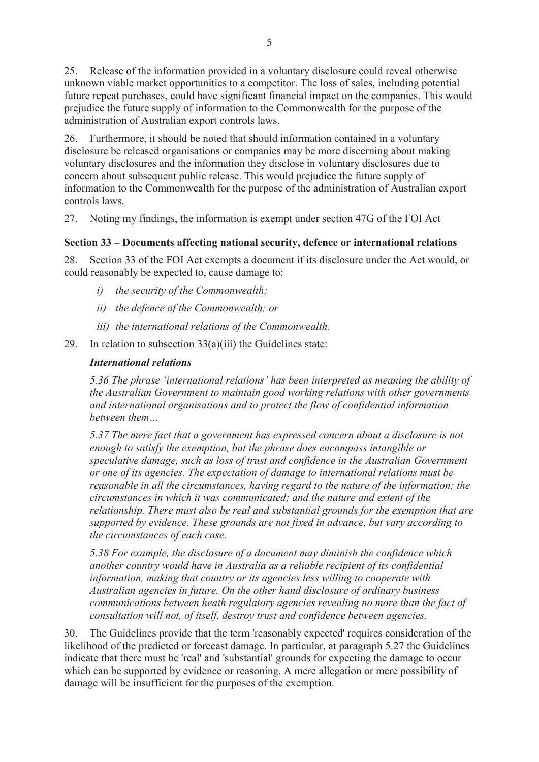25. Release of the information provided in a voluntary disclosure could reveal otherwise unknown viable market opportunities to a competitor. The loss of sales, including potential future repeat purchases, could have significant financial impact on the companies. This would prejudice the future supply of information to the Commonwealth for the purpose of the administration of Australian export controls laws.

26. Furthermore, it should be noted that should information contained in a voluntary disclosure be released organisations or companies may be more discerning about making voluntary disclosures and the information they disclose in voluntary disclosures due to concern about subsequent public release. This would prejudice the future supply of information to the Commonwealth for the purpose of the administration of Australian export controls laws.

27. Noting my findings, the information is exempt under section 47G of the FOI Act

**Section 33 – Documents affecting national security, defence or international relations**

28. Section 33 of the FOI Act exempts a document if its disclosure under the Act would, or could reasonably be expected to, cause damage to:

*i) the security of the Commonwealth;*

*ii) the defence of the Commonwealth; or*

*iii) the international relations of the Commonwealth.*

29. In relation to subsection 33(a)(iii) the Guidelines state:

***International relations***

*5.36 The phrase 'international relations' has been interpreted as meaning the ability of the Australian Government to maintain good working relations with other governments and international organisations and to protect the flow of confidential information between them…*

*5.37 The mere fact that a government has expressed concern about a disclosure is not enough to satisfy the exemption, but the phrase does encompass intangible or speculative damage, such as loss of trust and confidence in the Australian Government or one of its agencies. The expectation of damage to international relations must be reasonable in all the circumstances, having regard to the nature of the information; the circumstances in which it was communicated; and the nature and extent of the relationship. There must also be real and substantial grounds for the exemption that are supported by evidence. These grounds are not fixed in advance, but vary according to the circumstances of each case.*

*5.38 For example, the disclosure of a document may diminish the confidence which another country would have in Australia as a reliable recipient of its confidential information, making that country or its agencies less willing to cooperate with Australian agencies in future. On the other hand disclosure of ordinary business communications between heath regulatory agencies revealing no more than the fact of consultation will not, of itself, destroy trust and confidence between agencies.*

30. The Guidelines provide that the term 'reasonably expected' requires consideration of the likelihood of the predicted or forecast damage. In particular, at paragraph 5.27 the Guidelines indicate that there must be 'real' and 'substantial' grounds for expecting the damage to occur which can be supported by evidence or reasoning. A mere allegation or mere possibility of damage will be insufficient for the purposes of the exemption.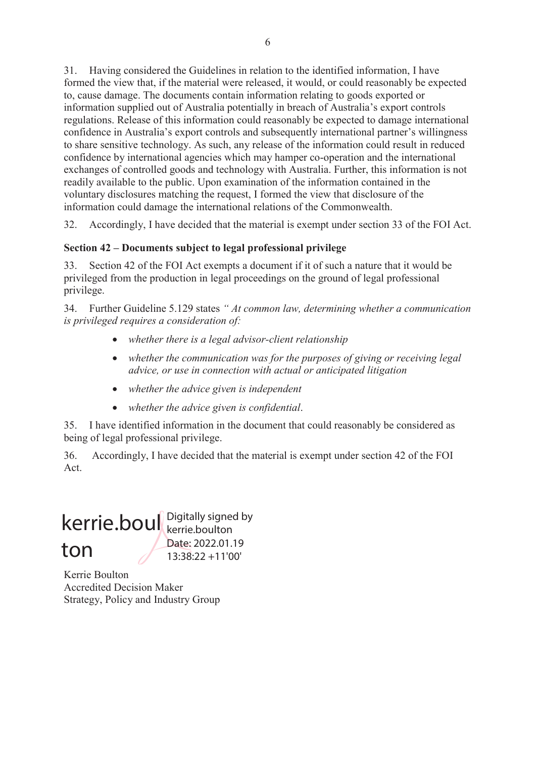31. Having considered the Guidelines in relation to the identified information, I have formed the view that, if the material were released, it would, or could reasonably be expected to, cause damage. The documents contain information relating to goods exported or information supplied out of Australia potentially in breach of Australia's export controls regulations. Release of this information could reasonably be expected to damage international confidence in Australia's export controls and subsequently international partner's willingness to share sensitive technology. As such, any release of the information could result in reduced confidence by international agencies which may hamper co-operation and the international exchanges of controlled goods and technology with Australia. Further, this information is not readily available to the public. Upon examination of the information contained in the voluntary disclosures matching the request, I formed the view that disclosure of the information could damage the international relations of the Commonwealth.

32. Accordingly, I have decided that the material is exempt under section 33 of the FOI Act.

**Section 42 – Documents subject to legal professional privilege**

33. Section 42 of the FOI Act exempts a document if it of such a nature that it would be privileged from the production in legal proceedings on the ground of legal professional privilege.

34. Further Guideline 5.129 states *" At common law, determining whether a communication is privileged requires a consideration of:*

- *whether there is a legal advisor-client relationship*
- *whether the communication was for the purposes of giving or receiving legal advice, or use in connection with actual or anticipated litigation*
- *whether the advice given is independent*
- *whether the advice given is confidential*.

35. I have identified information in the document that could reasonably be considered as being of legal professional privilege.

36. Accordingly, I have decided that the material is exempt under section 42 of the FOI Act.

kerrie.boulton
Digitally signed by kerrie.boulton
Date: 2022.01.19 13:38:22 +11'00'

Kerrie Boulton
Accredited Decision Maker
Strategy, Policy and Industry Group